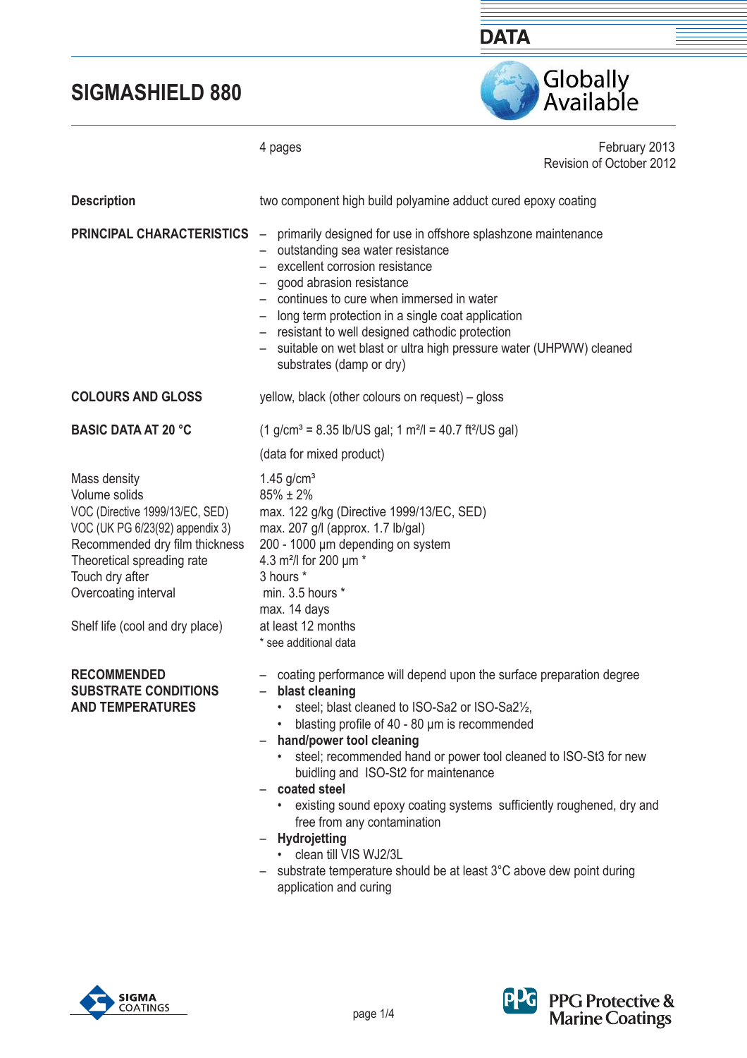# SIGMASHIELD 880

DATA

Globally Available

4 pages

February 2013
Revision of October 2012

**Description**

two component high build polyamine adduct cured epoxy coating

## PRINCIPAL CHARACTERISTICS

- primarily designed for use in offshore splashzone maintenance
- outstanding sea water resistance
- excellent corrosion resistance
- good abrasion resistance
- continues to cure when immersed in water
- long term protection in a single coat application
- resistant to well designed cathodic protection
- suitable on wet blast or ultra high pressure water (UHPWW) cleaned substrates (damp or dry)

## COLOURS AND GLOSS

yellow, black (other colours on request) – gloss

## BASIC DATA AT 20 °C

(1 g/cm³ = 8.35 lb/US gal; 1 m²/l = 40.7 ft²/US gal)

(data for mixed product)

| | |
|---|---|
| Mass density | 1.45 g/cm³ |
| Volume solids | 85% ± 2% |
| VOC (Directive 1999/13/EC, SED) | max. 122 g/kg (Directive 1999/13/EC, SED) |
| VOC (UK PG 6/23(92) appendix 3) | max. 207 g/l (approx. 1.7 lb/gal) |
| Recommended dry film thickness | 200 - 1000 µm depending on system |
| Theoretical spreading rate | 4.3 m²/l for 200 µm * |
| Touch dry after | 3 hours * |
| Overcoating interval | min. 3.5 hours * <br> max. 14 days |
| Shelf life (cool and dry place) | at least 12 months |

\* see additional data

## RECOMMENDED SUBSTRATE CONDITIONS AND TEMPERATURES

- coating performance will depend upon the surface preparation degree
- **blast cleaning**
  - steel; blast cleaned to ISO-Sa2 or ISO-Sa2½,
  - blasting profile of 40 - 80 µm is recommended
- **hand/power tool cleaning**
  - steel; recommended hand or power tool cleaned to ISO-St3 for new buidling and ISO-St2 for maintenance
- **coated steel**
  - existing sound epoxy coating systems sufficiently roughened, dry and free from any contamination
- **Hydrojetting**
  - clean till VIS WJ2/3L
- substrate temperature should be at least 3°C above dew point during application and curing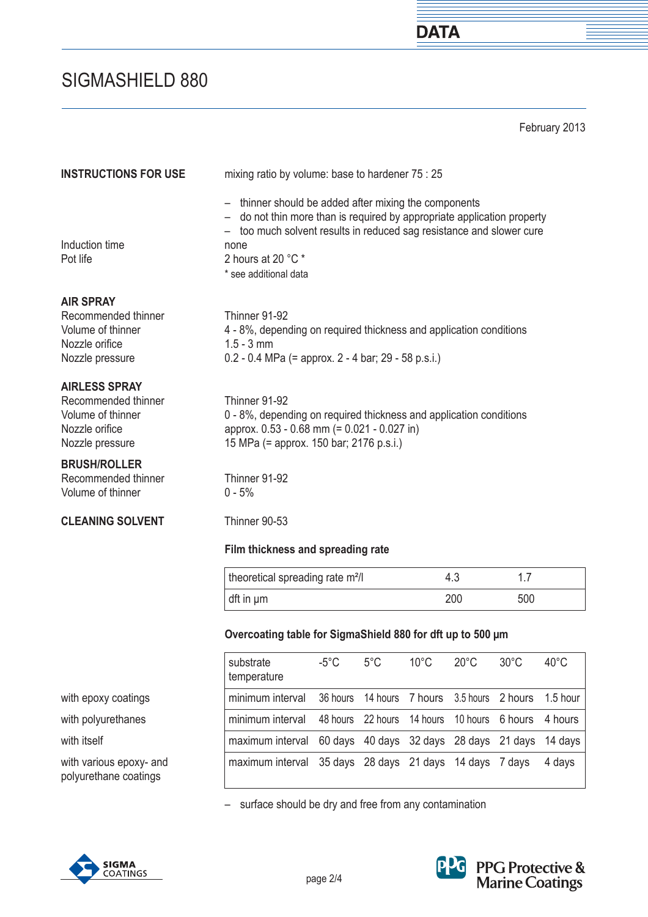# SIGMASHIELD 880

February 2013

**INSTRUCTIONS FOR USE**

mixing ratio by volume: base to hardener 75 : 25

- thinner should be added after mixing the components
- do not thin more than is required by appropriate application property
- too much solvent results in reduced sag resistance and slower cure

Induction time: none

Pot life: 2 hours at 20 °C *

\* see additional data

**AIR SPRAY**

Recommended thinner: Thinner 91-92

Volume of thinner: 4 - 8%, depending on required thickness and application conditions

Nozzle orifice: 1.5 - 3 mm

Nozzle pressure: 0.2 - 0.4 MPa (= approx. 2 - 4 bar; 29 - 58 p.s.i.)

**AIRLESS SPRAY**

Recommended thinner: Thinner 91-92

Volume of thinner: 0 - 8%, depending on required thickness and application conditions

Nozzle orifice: approx. 0.53 - 0.68 mm (= 0.021 - 0.027 in)

Nozzle pressure: 15 MPa (= approx. 150 bar; 2176 p.s.i.)

**BRUSH/ROLLER**

Recommended thinner: Thinner 91-92

Volume of thinner: 0 - 5%

**CLEANING SOLVENT**

Thinner 90-53

**Film thickness and spreading rate**

| theoretical spreading rate m²/l | 4.3 | 1.7 |
|---|---|---|
| dft in µm | 200 | 500 |

**Overcoating table for SigmaShield 880 for dft up to 500 µm**

| | substrate temperature | -5°C | 5°C | 10°C | 20°C | 30°C | 40°C |
|---|---|---|---|---|---|---|---|
| with epoxy coatings | minimum interval | 36 hours | 14 hours | 7 hours | 3.5 hours | 2 hours | 1.5 hour |
| with polyurethanes | minimum interval | 48 hours | 22 hours | 14 hours | 10 hours | 6 hours | 4 hours |
| with itself | maximum interval | 60 days | 40 days | 32 days | 28 days | 21 days | 14 days |
| with various epoxy- and polyurethane coatings | maximum interval | 35 days | 28 days | 21 days | 14 days | 7 days | 4 days |

- surface should be dry and free from any contamination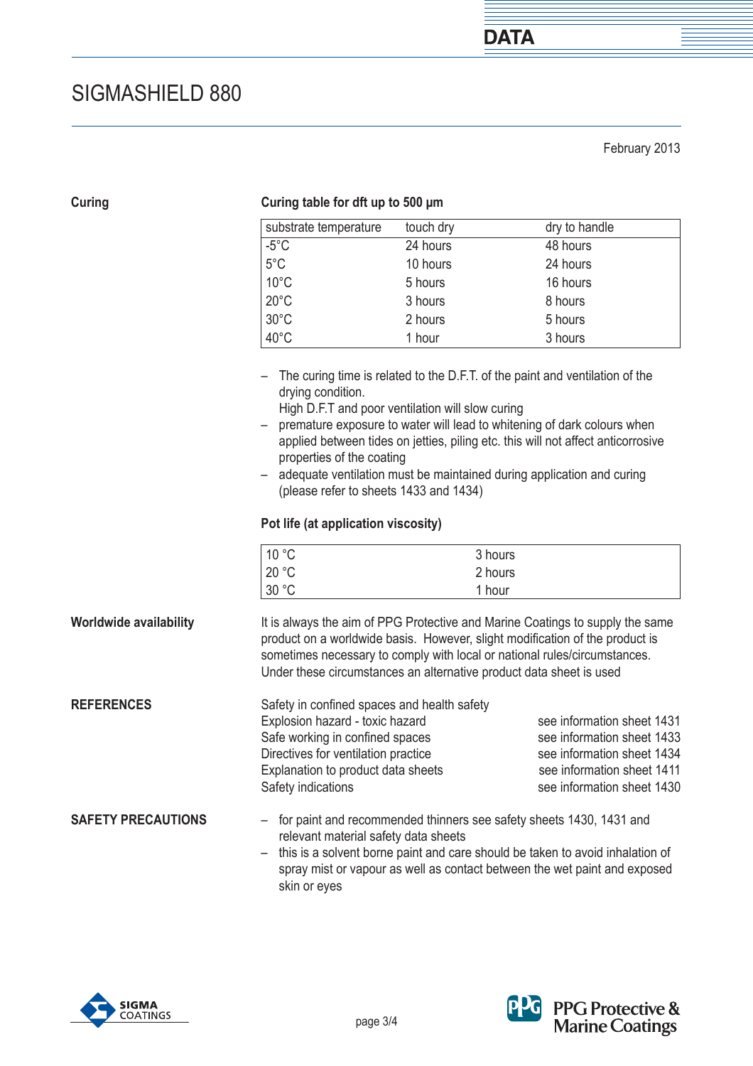# SIGMASHIELD 880

February 2013

## Curing

**Curing table for dft up to 500 µm**

| substrate temperature | touch dry | dry to handle |
|---|---|---|
| -5°C | 24 hours | 48 hours |
| 5°C | 10 hours | 24 hours |
| 10°C | 5 hours | 16 hours |
| 20°C | 3 hours | 8 hours |
| 30°C | 2 hours | 5 hours |
| 40°C | 1 hour | 3 hours |

- The curing time is related to the D.F.T. of the paint and ventilation of the drying condition.
  High D.F.T and poor ventilation will slow curing
- premature exposure to water will lead to whitening of dark colours when applied between tides on jetties, piling etc. this will not affect anticorrosive properties of the coating
- adequate ventilation must be maintained during application and curing (please refer to sheets 1433 and 1434)

**Pot life (at application viscosity)**

| | |
|---|---|
| 10 °C | 3 hours |
| 20 °C | 2 hours |
| 30 °C | 1 hour |

## Worldwide availability

It is always the aim of PPG Protective and Marine Coatings to supply the same product on a worldwide basis. However, slight modification of the product is sometimes necessary to comply with local or national rules/circumstances. Under these circumstances an alternative product data sheet is used

## REFERENCES

Safety in confined spaces and health safety

| | |
|---|---|
| Explosion hazard - toxic hazard | see information sheet 1431 |
| Safe working in confined spaces | see information sheet 1433 |
| Directives for ventilation practice | see information sheet 1434 |
| Explanation to product data sheets | see information sheet 1411 |
| Safety indications | see information sheet 1430 |

## SAFETY PRECAUTIONS

- for paint and recommended thinners see safety sheets 1430, 1431 and relevant material safety data sheets
- this is a solvent borne paint and care should be taken to avoid inhalation of spray mist or vapour as well as contact between the wet paint and exposed skin or eyes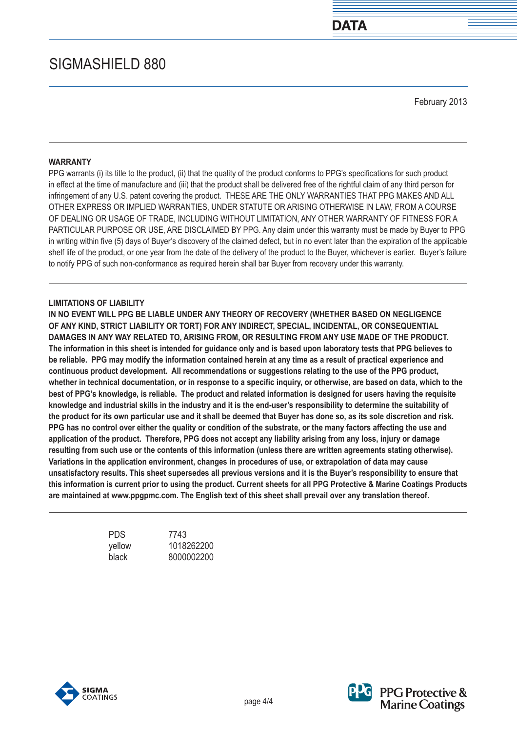# SIGMASHIELD 880

February 2013

**WARRANTY**

PPG warrants (i) its title to the product, (ii) that the quality of the product conforms to PPG's specifications for such product in effect at the time of manufacture and (iii) that the product shall be delivered free of the rightful claim of any third person for infringement of any U.S. patent covering the product. THESE ARE THE ONLY WARRANTIES THAT PPG MAKES AND ALL OTHER EXPRESS OR IMPLIED WARRANTIES, UNDER STATUTE OR ARISING OTHERWISE IN LAW, FROM A COURSE OF DEALING OR USAGE OF TRADE, INCLUDING WITHOUT LIMITATION, ANY OTHER WARRANTY OF FITNESS FOR A PARTICULAR PURPOSE OR USE, ARE DISCLAIMED BY PPG. Any claim under this warranty must be made by Buyer to PPG in writing within five (5) days of Buyer's discovery of the claimed defect, but in no event later than the expiration of the applicable shelf life of the product, or one year from the date of the delivery of the product to the Buyer, whichever is earlier. Buyer's failure to notify PPG of such non-conformance as required herein shall bar Buyer from recovery under this warranty.

**LIMITATIONS OF LIABILITY**

**IN NO EVENT WILL PPG BE LIABLE UNDER ANY THEORY OF RECOVERY (WHETHER BASED ON NEGLIGENCE OF ANY KIND, STRICT LIABILITY OR TORT) FOR ANY INDIRECT, SPECIAL, INCIDENTAL, OR CONSEQUENTIAL DAMAGES IN ANY WAY RELATED TO, ARISING FROM, OR RESULTING FROM ANY USE MADE OF THE PRODUCT. The information in this sheet is intended for guidance only and is based upon laboratory tests that PPG believes to be reliable. PPG may modify the information contained herein at any time as a result of practical experience and continuous product development. All recommendations or suggestions relating to the use of the PPG product, whether in technical documentation, or in response to a specific inquiry, or otherwise, are based on data, which to the best of PPG's knowledge, is reliable. The product and related information is designed for users having the requisite knowledge and industrial skills in the industry and it is the end-user's responsibility to determine the suitability of the product for its own particular use and it shall be deemed that Buyer has done so, as its sole discretion and risk. PPG has no control over either the quality or condition of the substrate, or the many factors affecting the use and application of the product. Therefore, PPG does not accept any liability arising from any loss, injury or damage resulting from such use or the contents of this information (unless there are written agreements stating otherwise). Variations in the application environment, changes in procedures of use, or extrapolation of data may cause unsatisfactory results. This sheet supersedes all previous versions and it is the Buyer's responsibility to ensure that this information is current prior to using the product. Current sheets for all PPG Protective & Marine Coatings Products are maintained at www.ppgpmc.com. The English text of this sheet shall prevail over any translation thereof.**

| | |
|---|---|
| PDS | 7743 |
| yellow | 1018262200 |
| black | 8000002200 |